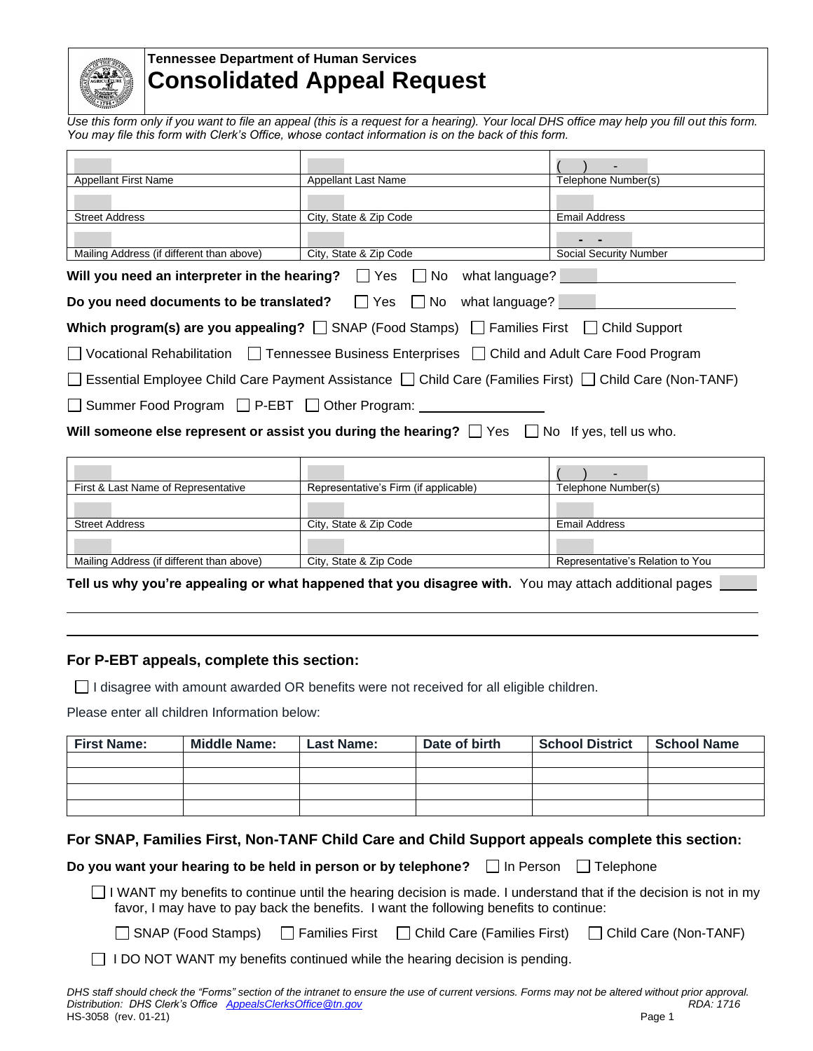**Tennessee Department of Human Services**

# Consolidated Appeal Request

*Use this form only if you want to file an appeal (this is a request for a hearing). Your local DHS office may help you fill out this form. You may file this form with Clerk's Office, whose contact information is on the back of this form.*

| | | |
|---|---|---|
| | | ( ) - |
| Appellant First Name | Appellant Last Name | Telephone Number(s) |
| | | |
| Street Address | City, State & Zip Code | Email Address |
| | | - - |
| Mailing Address (if different than above) | City, State & Zip Code | Social Security Number |

**Will you need an interpreter in the hearing?** ☐ Yes ☐ No what language? ____________

**Do you need documents to be translated?** ☐ Yes ☐ No what language? ____________

**Which program(s) are you appealing?** ☐ SNAP (Food Stamps) ☐ Families First ☐ Child Support

☐ Vocational Rehabilitation ☐ Tennessee Business Enterprises ☐ Child and Adult Care Food Program

☐ Essential Employee Child Care Payment Assistance ☐ Child Care (Families First) ☐ Child Care (Non-TANF)

☐ Summer Food Program ☐ P-EBT ☐ Other Program: ________________

**Will someone else represent or assist you during the hearing?** ☐ Yes ☐ No If yes, tell us who.

| | | |
|---|---|---|
| | | ( ) - |
| First & Last Name of Representative | Representative's Firm (if applicable) | Telephone Number(s) |
| | | |
| Street Address | City, State & Zip Code | Email Address |
| | | |
| Mailing Address (if different than above) | City, State & Zip Code | Representative's Relation to You |

**Tell us why you're appealing or what happened that you disagree with.** You may attach additional pages ______

______________________________________________________________________

______________________________________________________________________

## For P-EBT appeals, complete this section:

☐ I disagree with amount awarded OR benefits were not received for all eligible children.

Please enter all children Information below:

| First Name: | Middle Name: | Last Name: | Date of birth | School District | School Name |
|---|---|---|---|---|---|
| | | | | | |
| | | | | | |
| | | | | | |
| | | | | | |

## For SNAP, Families First, Non-TANF Child Care and Child Support appeals complete this section:

**Do you want your hearing to be held in person or by telephone?** ☐ In Person ☐ Telephone

☐ I WANT my benefits to continue until the hearing decision is made. I understand that if the decision is not in my favor, I may have to pay back the benefits. I want the following benefits to continue:

☐ SNAP (Food Stamps) ☐ Families First ☐ Child Care (Families First) ☐ Child Care (Non-TANF)

☐ I DO NOT WANT my benefits continued while the hearing decision is pending.

*DHS staff should check the "Forms" section of the intranet to ensure the use of current versions. Forms may not be altered without prior approval.*
*Distribution: DHS Clerk's Office AppealsClerksOffice@tn.gov* *RDA: 1716*
HS-3058 (rev. 01-21)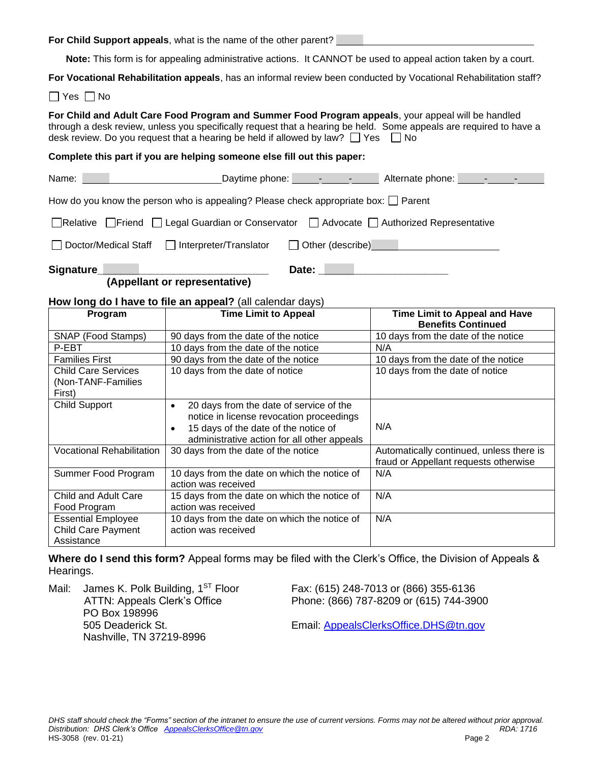**For Child Support appeals**, what is the name of the other parent? ____________________

**Note:** This form is for appealing administrative actions. It CANNOT be used to appeal action taken by a court.

**For Vocational Rehabilitation appeals**, has an informal review been conducted by Vocational Rehabilitation staff?

☐ Yes ☐ No

**For Child and Adult Care Food Program and Summer Food Program appeals**, your appeal will be handled through a desk review, unless you specifically request that a hearing be held. Some appeals are required to have a desk review. Do you request that a hearing be held if allowed by law? ☐ Yes ☐ No

**Complete this part if you are helping someone else fill out this paper:**

Name: ____________________ Daytime phone: ____-____-____ Alternate phone: ____-____-____

How do you know the person who is appealing? Please check appropriate box: ☐ Parent

☐ Relative ☐ Friend ☐ Legal Guardian or Conservator ☐ Advocate ☐ Authorized Representative

☐ Doctor/Medical Staff ☐ Interpreter/Translator ☐ Other (describe) ____________________

**Signature** ____________________ **Date:** ____________________
**(Appellant or representative)**

**How long do I have to file an appeal?** (all calendar days)

| Program | Time Limit to Appeal | Time Limit to Appeal and Have Benefits Continued |
|---|---|---|
| SNAP (Food Stamps) | 90 days from the date of the notice | 10 days from the date of the notice |
| P-EBT | 10 days from the date of the notice | N/A |
| Families First | 90 days from the date of the notice | 10 days from the date of the notice |
| Child Care Services (Non-TANF-Families First) | 10 days from the date of notice | 10 days from the date of notice |
| Child Support | • 20 days from the date of service of the notice in license revocation proceedings<br>• 15 days of the date of the notice of administrative action for all other appeals | N/A |
| Vocational Rehabilitation | 30 days from the date of the notice | Automatically continued, unless there is fraud or Appellant requests otherwise |
| Summer Food Program | 10 days from the date on which the notice of action was received | N/A |
| Child and Adult Care Food Program | 15 days from the date on which the notice of action was received | N/A |
| Essential Employee Child Care Payment Assistance | 10 days from the date on which the notice of action was received | N/A |

**Where do I send this form?** Appeal forms may be filed with the Clerk's Office, the Division of Appeals & Hearings.

Mail: James K. Polk Building, 1ST Floor
ATTN: Appeals Clerk's Office
PO Box 198996
505 Deaderick St.
Nashville, TN 37219-8996

Fax: (615) 248-7013 or (866) 355-6136
Phone: (866) 787-8209 or (615) 744-3900

Email: AppealsClerksOffice.DHS@tn.gov

*DHS staff should check the "Forms" section of the intranet to ensure the use of current versions. Forms may not be altered without prior approval.*
*Distribution: DHS Clerk's Office AppealsClerksOffice@tn.gov* *RDA: 1716*
HS-3058 (rev. 01-21)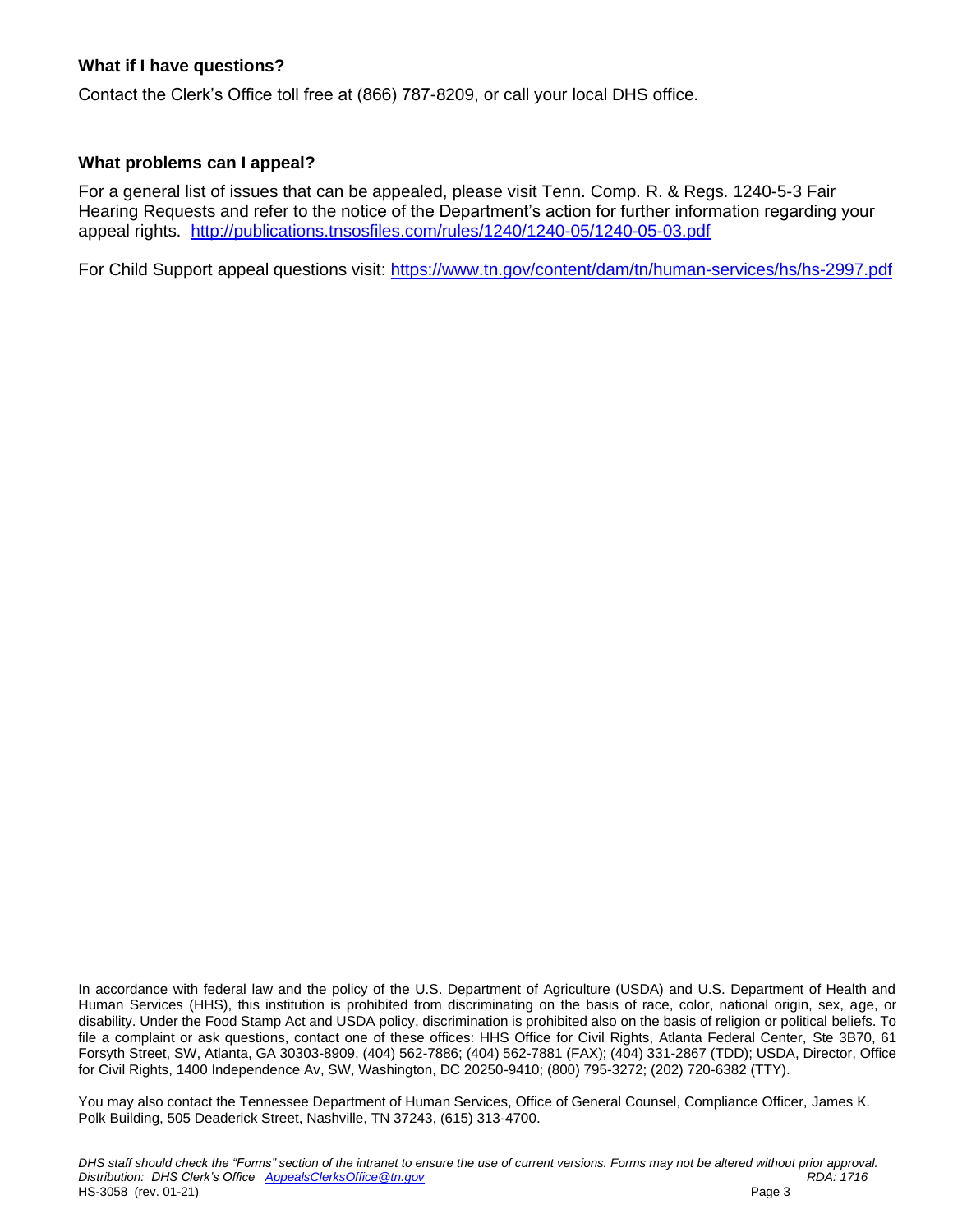### What if I have questions?

Contact the Clerk's Office toll free at (866) 787-8209, or call your local DHS office.

### What problems can I appeal?

For a general list of issues that can be appealed, please visit Tenn. Comp. R. & Regs. 1240-5-3 Fair Hearing Requests and refer to the notice of the Department's action for further information regarding your appeal rights. http://publications.tnsosfiles.com/rules/1240/1240-05/1240-05-03.pdf

For Child Support appeal questions visit: https://www.tn.gov/content/dam/tn/human-services/hs/hs-2997.pdf

In accordance with federal law and the policy of the U.S. Department of Agriculture (USDA) and U.S. Department of Health and Human Services (HHS), this institution is prohibited from discriminating on the basis of race, color, national origin, sex, age, or disability. Under the Food Stamp Act and USDA policy, discrimination is prohibited also on the basis of religion or political beliefs. To file a complaint or ask questions, contact one of these offices: HHS Office for Civil Rights, Atlanta Federal Center, Ste 3B70, 61 Forsyth Street, SW, Atlanta, GA 30303-8909, (404) 562-7886; (404) 562-7881 (FAX); (404) 331-2867 (TDD); USDA, Director, Office for Civil Rights, 1400 Independence Av, SW, Washington, DC 20250-9410; (800) 795-3272; (202) 720-6382 (TTY).

You may also contact the Tennessee Department of Human Services, Office of General Counsel, Compliance Officer, James K. Polk Building, 505 Deaderick Street, Nashville, TN 37243, (615) 313-4700.

*DHS staff should check the "Forms" section of the intranet to ensure the use of current versions. Forms may not be altered without prior approval.*
*Distribution: DHS Clerk's Office AppealsClerksOffice@tn.gov* *RDA: 1716*
HS-3058 (rev. 01-21)